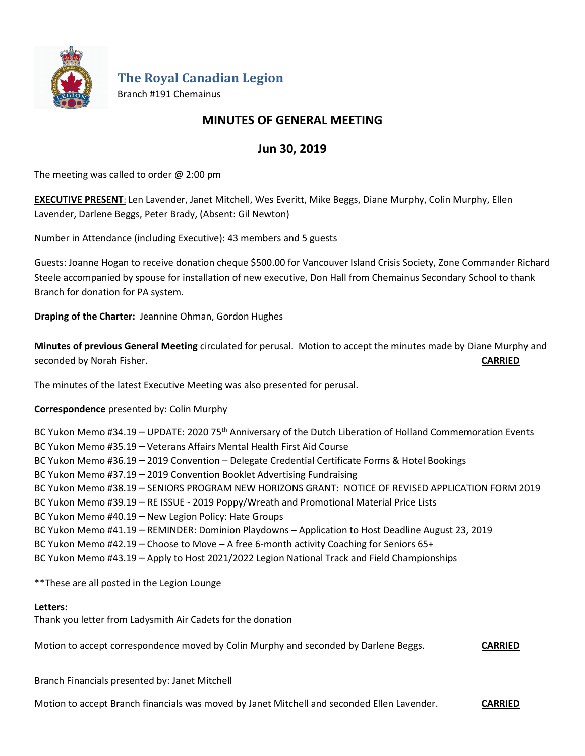# The Royal Canadian Legion

Branch #191 Chemainus

## MINUTES OF GENERAL MEETING

## Jun 30, 2019

The meeting was called to order @ 2:00 pm

**EXECUTIVE PRESENT**: Len Lavender, Janet Mitchell, Wes Everitt, Mike Beggs, Diane Murphy, Colin Murphy, Ellen Lavender, Darlene Beggs, Peter Brady, (Absent: Gil Newton)

Number in Attendance (including Executive): 43 members and 5 guests

Guests: Joanne Hogan to receive donation cheque $500.00 for Vancouver Island Crisis Society, Zone Commander Richard Steele accompanied by spouse for installation of new executive, Don Hall from Chemainus Secondary School to thank Branch for donation for PA system.

**Draping of the Charter:** Jeannine Ohman, Gordon Hughes

**Minutes of previous General Meeting** circulated for perusal. Motion to accept the minutes made by Diane Murphy and seconded by Norah Fisher. **CARRIED**

The minutes of the latest Executive Meeting was also presented for perusal.

**Correspondence** presented by: Colin Murphy

BC Yukon Memo #34.19 – UPDATE: 2020 75th Anniversary of the Dutch Liberation of Holland Commemoration Events
BC Yukon Memo #35.19 – Veterans Affairs Mental Health First Aid Course
BC Yukon Memo #36.19 – 2019 Convention – Delegate Credential Certificate Forms & Hotel Bookings
BC Yukon Memo #37.19 – 2019 Convention Booklet Advertising Fundraising
BC Yukon Memo #38.19 – SENIORS PROGRAM NEW HORIZONS GRANT: NOTICE OF REVISED APPLICATION FORM 2019
BC Yukon Memo #39.19 – RE ISSUE - 2019 Poppy/Wreath and Promotional Material Price Lists
BC Yukon Memo #40.19 – New Legion Policy: Hate Groups
BC Yukon Memo #41.19 – REMINDER: Dominion Playdowns – Application to Host Deadline August 23, 2019
BC Yukon Memo #42.19 – Choose to Move – A free 6-month activity Coaching for Seniors 65+
BC Yukon Memo #43.19 – Apply to Host 2021/2022 Legion National Track and Field Championships

**These are all posted in the Legion Lounge

**Letters:**
Thank you letter from Ladysmith Air Cadets for the donation

Motion to accept correspondence moved by Colin Murphy and seconded by Darlene Beggs. **CARRIED**

Branch Financials presented by: Janet Mitchell

Motion to accept Branch financials was moved by Janet Mitchell and seconded Ellen Lavender. **CARRIED**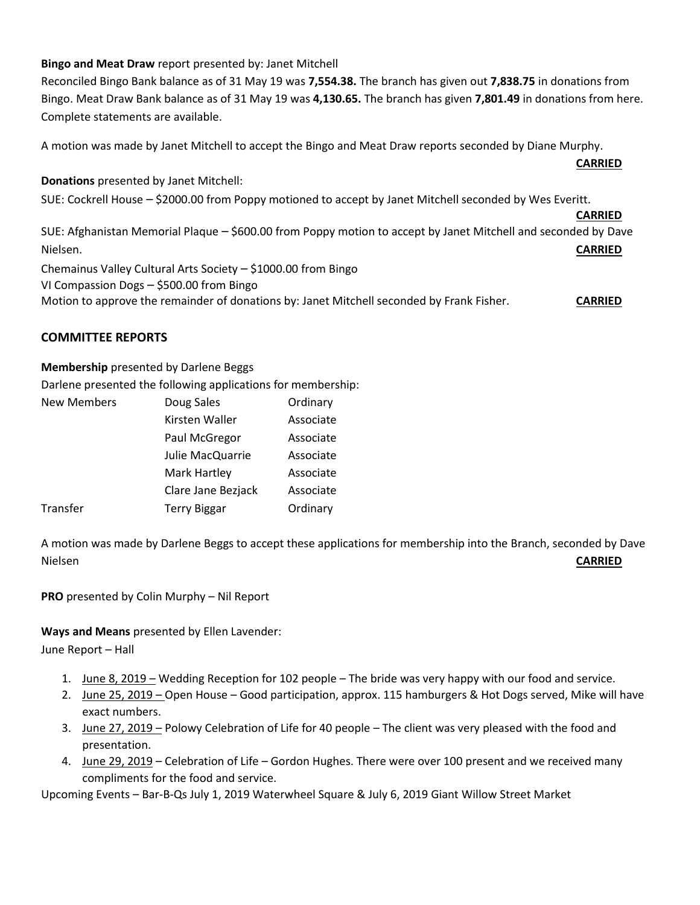**Bingo and Meat Draw** report presented by: Janet Mitchell

Reconciled Bingo Bank balance as of 31 May 19 was **7,554.38.** The branch has given out **7,838.75** in donations from Bingo. Meat Draw Bank balance as of 31 May 19 was **4,130.65.** The branch has given **7,801.49** in donations from here. Complete statements are available.

A motion was made by Janet Mitchell to accept the Bingo and Meat Draw reports seconded by Diane Murphy. **CARRIED**

**Donations** presented by Janet Mitchell:

SUE: Cockrell House – $2000.00 from Poppy motioned to accept by Janet Mitchell seconded by Wes Everitt. **CARRIED**

SUE: Afghanistan Memorial Plaque – $600.00 from Poppy motion to accept by Janet Mitchell and seconded by Dave Nielsen. **CARRIED**

Chemainus Valley Cultural Arts Society – $1000.00 from Bingo
VI Compassion Dogs – $500.00 from Bingo
Motion to approve the remainder of donations by: Janet Mitchell seconded by Frank Fisher. **CARRIED**

## COMMITTEE REPORTS

**Membership** presented by Darlene Beggs

Darlene presented the following applications for membership:

| | | |
|---|---|---|
| New Members | Doug Sales | Ordinary |
| | Kirsten Waller | Associate |
| | Paul McGregor | Associate |
| | Julie MacQuarrie | Associate |
| | Mark Hartley | Associate |
| | Clare Jane Bezjack | Associate |
| Transfer | Terry Biggar | Ordinary |

A motion was made by Darlene Beggs to accept these applications for membership into the Branch, seconded by Dave Nielsen **CARRIED**

**PRO** presented by Colin Murphy – Nil Report

**Ways and Means** presented by Ellen Lavender:

June Report – Hall

1. June 8, 2019 – Wedding Reception for 102 people – The bride was very happy with our food and service.
2. June 25, 2019 – Open House – Good participation, approx. 115 hamburgers & Hot Dogs served, Mike will have exact numbers.
3. June 27, 2019 – Polowy Celebration of Life for 40 people – The client was very pleased with the food and presentation.
4. June 29, 2019 – Celebration of Life – Gordon Hughes. There were over 100 present and we received many compliments for the food and service.

Upcoming Events – Bar-B-Qs July 1, 2019 Waterwheel Square & July 6, 2019 Giant Willow Street Market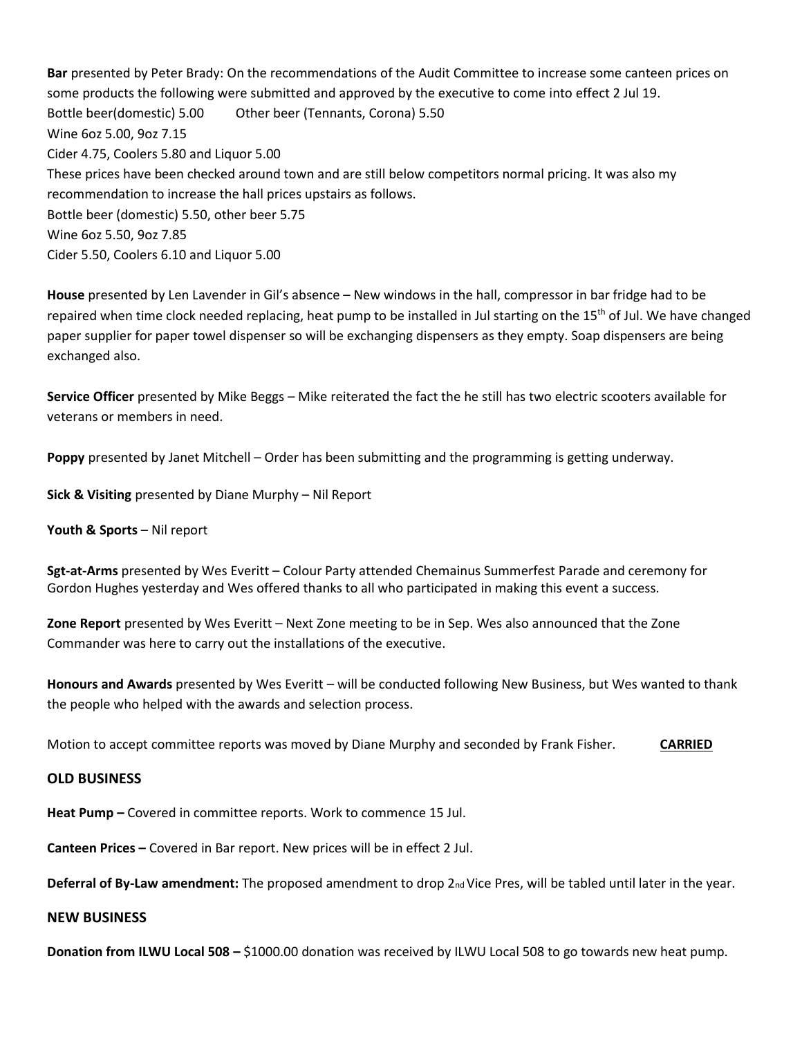**Bar** presented by Peter Brady: On the recommendations of the Audit Committee to increase some canteen prices on some products the following were submitted and approved by the executive to come into effect 2 Jul 19.

Bottle beer(domestic) 5.00 Other beer (Tennants, Corona) 5.50

Wine 6oz 5.00, 9oz 7.15

Cider 4.75, Coolers 5.80 and Liquor 5.00

These prices have been checked around town and are still below competitors normal pricing. It was also my recommendation to increase the hall prices upstairs as follows.

Bottle beer (domestic) 5.50, other beer 5.75

Wine 6oz 5.50, 9oz 7.85

Cider 5.50, Coolers 6.10 and Liquor 5.00

**House** presented by Len Lavender in Gil's absence – New windows in the hall, compressor in bar fridge had to be repaired when time clock needed replacing, heat pump to be installed in Jul starting on the 15th of Jul. We have changed paper supplier for paper towel dispenser so will be exchanging dispensers as they empty. Soap dispensers are being exchanged also.

**Service Officer** presented by Mike Beggs – Mike reiterated the fact the he still has two electric scooters available for veterans or members in need.

**Poppy** presented by Janet Mitchell – Order has been submitting and the programming is getting underway.

**Sick & Visiting** presented by Diane Murphy – Nil Report

**Youth & Sports** – Nil report

**Sgt-at-Arms** presented by Wes Everitt – Colour Party attended Chemainus Summerfest Parade and ceremony for Gordon Hughes yesterday and Wes offered thanks to all who participated in making this event a success.

**Zone Report** presented by Wes Everitt – Next Zone meeting to be in Sep. Wes also announced that the Zone Commander was here to carry out the installations of the executive.

**Honours and Awards** presented by Wes Everitt – will be conducted following New Business, but Wes wanted to thank the people who helped with the awards and selection process.

Motion to accept committee reports was moved by Diane Murphy and seconded by Frank Fisher. **CARRIED**

## OLD BUSINESS

**Heat Pump –** Covered in committee reports. Work to commence 15 Jul.

**Canteen Prices –** Covered in Bar report. New prices will be in effect 2 Jul.

**Deferral of By-Law amendment:** The proposed amendment to drop 2nd Vice Pres, will be tabled until later in the year.

## NEW BUSINESS

**Donation from ILWU Local 508 –** $1000.00 donation was received by ILWU Local 508 to go towards new heat pump.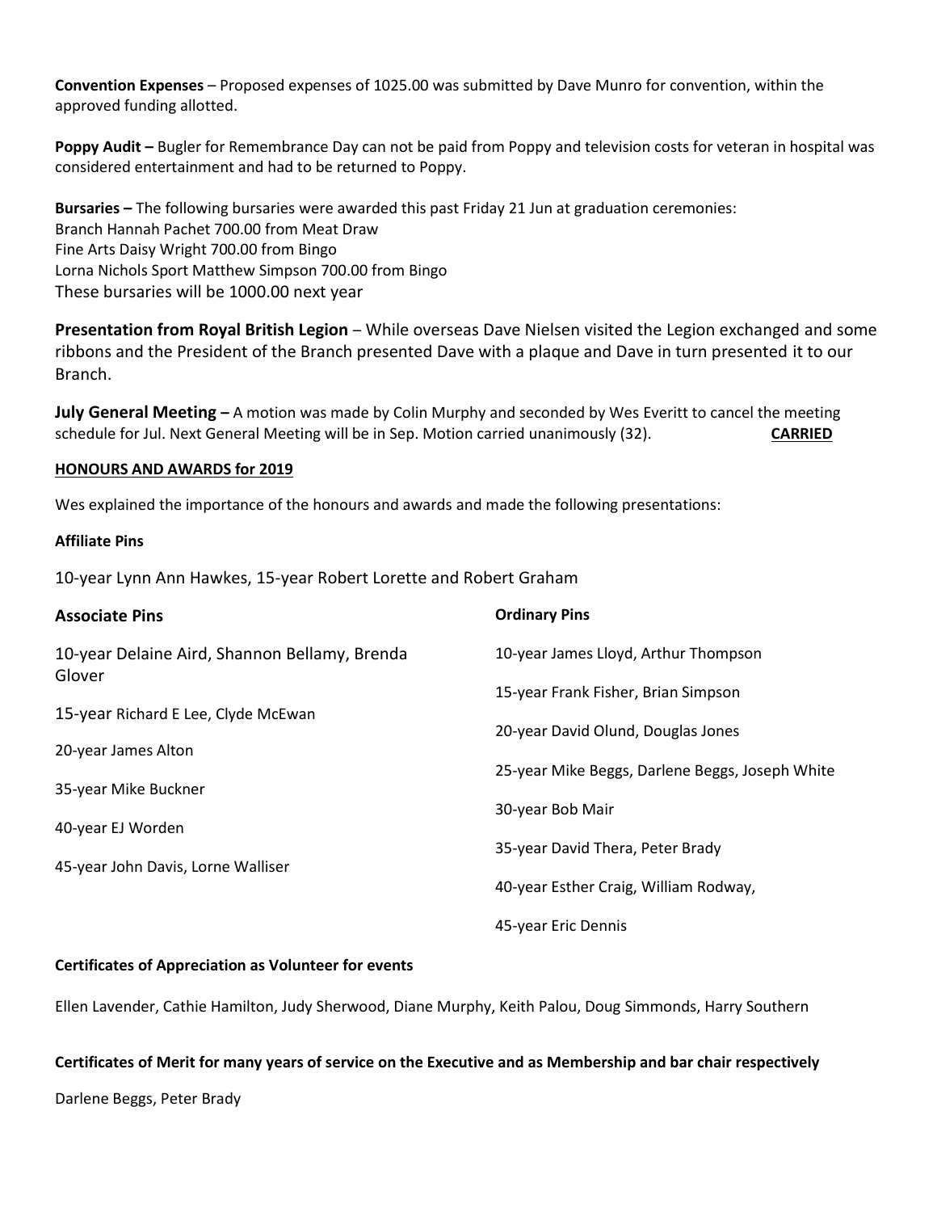**Convention Expenses** – Proposed expenses of 1025.00 was submitted by Dave Munro for convention, within the approved funding allotted.

**Poppy Audit –** Bugler for Remembrance Day can not be paid from Poppy and television costs for veteran in hospital was considered entertainment and had to be returned to Poppy.

**Bursaries –** The following bursaries were awarded this past Friday 21 Jun at graduation ceremonies:
Branch Hannah Pachet 700.00 from Meat Draw
Fine Arts Daisy Wright 700.00 from Bingo
Lorna Nichols Sport Matthew Simpson 700.00 from Bingo
These bursaries will be 1000.00 next year

**Presentation from Royal British Legion** – While overseas Dave Nielsen visited the Legion exchanged and some ribbons and the President of the Branch presented Dave with a plaque and Dave in turn presented it to our Branch.

**July General Meeting –** A motion was made by Colin Murphy and seconded by Wes Everitt to cancel the meeting schedule for Jul. Next General Meeting will be in Sep. Motion carried unanimously (32). **CARRIED**

**HONOURS AND AWARDS for 2019**

Wes explained the importance of the honours and awards and made the following presentations:

**Affiliate Pins**

10-year Lynn Ann Hawkes, 15-year Robert Lorette and Robert Graham

**Associate Pins**

10-year Delaine Aird, Shannon Bellamy, Brenda Glover

15-year Richard E Lee, Clyde McEwan

20-year James Alton

35-year Mike Buckner

40-year EJ Worden

45-year John Davis, Lorne Walliser

**Ordinary Pins**

10-year James Lloyd, Arthur Thompson

15-year Frank Fisher, Brian Simpson

20-year David Olund, Douglas Jones

25-year Mike Beggs, Darlene Beggs, Joseph White

30-year Bob Mair

35-year David Thera, Peter Brady

40-year Esther Craig, William Rodway,

45-year Eric Dennis

**Certificates of Appreciation as Volunteer for events**

Ellen Lavender, Cathie Hamilton, Judy Sherwood, Diane Murphy, Keith Palou, Doug Simmonds, Harry Southern

**Certificates of Merit for many years of service on the Executive and as Membership and bar chair respectively**

Darlene Beggs, Peter Brady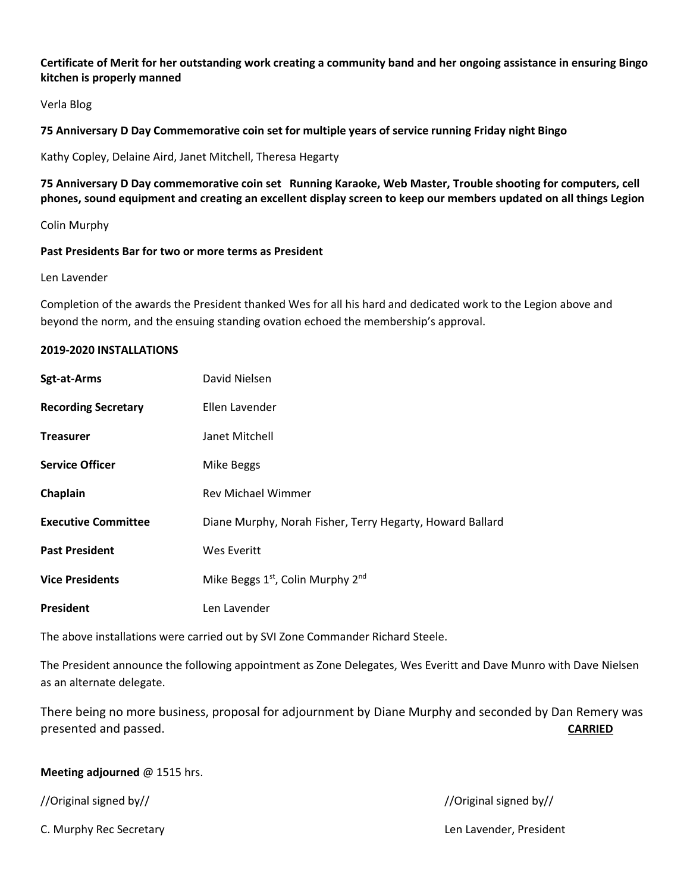**Certificate of Merit for her outstanding work creating a community band and her ongoing assistance in ensuring Bingo kitchen is properly manned**

Verla Blog

**75 Anniversary D Day Commemorative coin set for multiple years of service running Friday night Bingo**

Kathy Copley, Delaine Aird, Janet Mitchell, Theresa Hegarty

**75 Anniversary D Day commemorative coin set Running Karaoke, Web Master, Trouble shooting for computers, cell phones, sound equipment and creating an excellent display screen to keep our members updated on all things Legion**

Colin Murphy

**Past Presidents Bar for two or more terms as President**

Len Lavender

Completion of the awards the President thanked Wes for all his hard and dedicated work to the Legion above and beyond the norm, and the ensuing standing ovation echoed the membership's approval.

**2019-2020 INSTALLATIONS**

| | |
|---|---|
| **Sgt-at-Arms** | David Nielsen |
| **Recording Secretary** | Ellen Lavender |
| **Treasurer** | Janet Mitchell |
| **Service Officer** | Mike Beggs |
| **Chaplain** | Rev Michael Wimmer |
| **Executive Committee** | Diane Murphy, Norah Fisher, Terry Hegarty, Howard Ballard |
| **Past President** | Wes Everitt |
| **Vice Presidents** | Mike Beggs 1st, Colin Murphy 2nd |
| **President** | Len Lavender |

The above installations were carried out by SVI Zone Commander Richard Steele.

The President announce the following appointment as Zone Delegates, Wes Everitt and Dave Munro with Dave Nielsen as an alternate delegate.

There being no more business, proposal for adjournment by Diane Murphy and seconded by Dan Remery was presented and passed. **CARRIED**

**Meeting adjourned** @ 1515 hrs.

//Original signed by// //Original signed by//

C. Murphy Rec Secretary Len Lavender, President